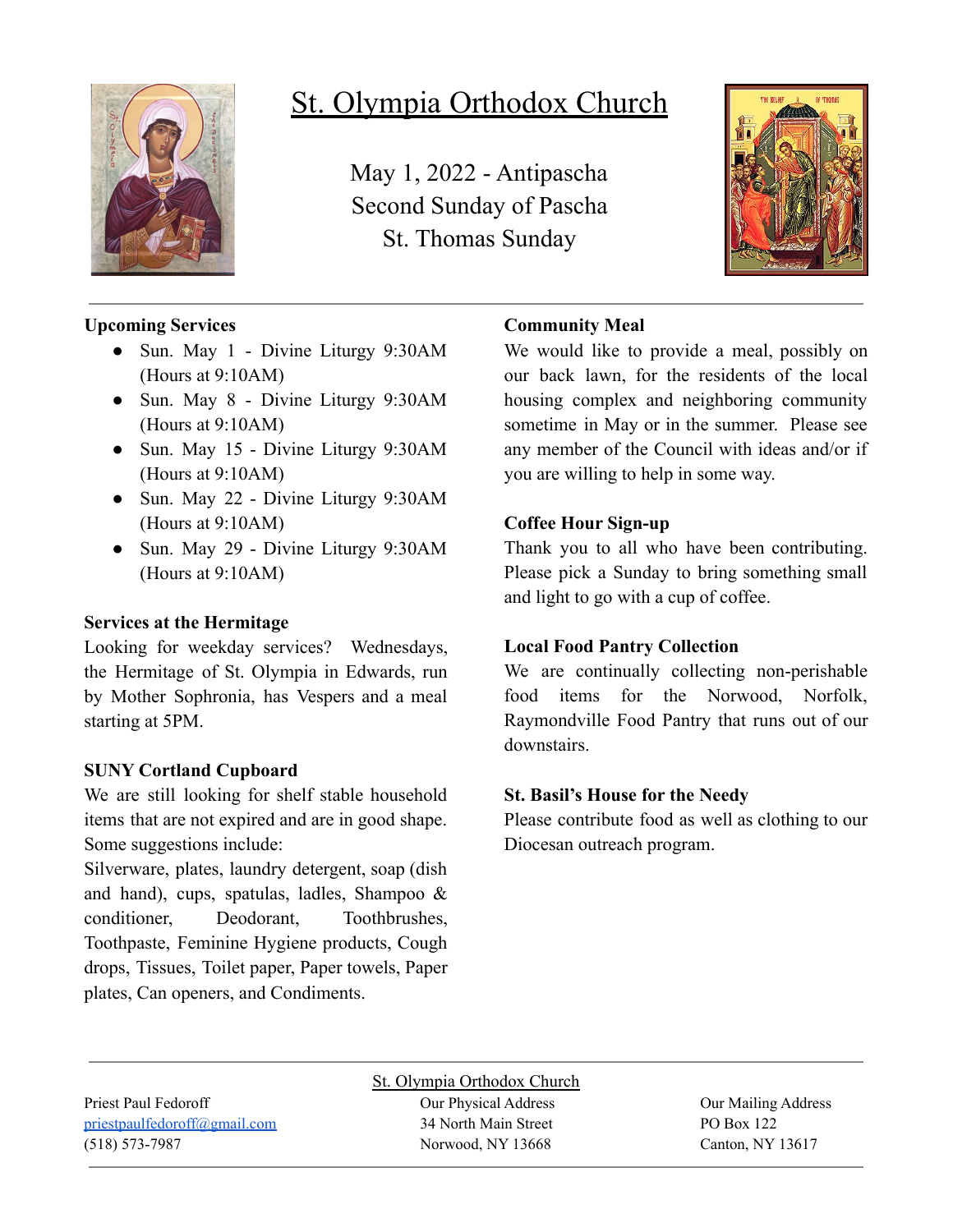# St. Olympia Orthodox Church

May 1, 2022 - Antipascha
Second Sunday of Pascha
St. Thomas Sunday

**Upcoming Services**

- Sun. May 1 - Divine Liturgy 9:30AM (Hours at 9:10AM)
- Sun. May 8 - Divine Liturgy 9:30AM (Hours at 9:10AM)
- Sun. May 15 - Divine Liturgy 9:30AM (Hours at 9:10AM)
- Sun. May 22 - Divine Liturgy 9:30AM (Hours at 9:10AM)
- Sun. May 29 - Divine Liturgy 9:30AM (Hours at 9:10AM)

**Services at the Hermitage**

Looking for weekday services? Wednesdays, the Hermitage of St. Olympia in Edwards, run by Mother Sophronia, has Vespers and a meal starting at 5PM.

**SUNY Cortland Cupboard**

We are still looking for shelf stable household items that are not expired and are in good shape. Some suggestions include:

Silverware, plates, laundry detergent, soap (dish and hand), cups, spatulas, ladles, Shampoo & conditioner, Deodorant, Toothbrushes, Toothpaste, Feminine Hygiene products, Cough drops, Tissues, Toilet paper, Paper towels, Paper plates, Can openers, and Condiments.

**Community Meal**

We would like to provide a meal, possibly on our back lawn, for the residents of the local housing complex and neighboring community sometime in May or in the summer. Please see any member of the Council with ideas and/or if you are willing to help in some way.

**Coffee Hour Sign-up**

Thank you to all who have been contributing. Please pick a Sunday to bring something small and light to go with a cup of coffee.

**Local Food Pantry Collection**

We are continually collecting non-perishable food items for the Norwood, Norfolk, Raymondville Food Pantry that runs out of our downstairs.

**St. Basil's House for the Needy**

Please contribute food as well as clothing to our Diocesan outreach program.

St. Olympia Orthodox Church

Priest Paul Fedoroff
priestpaulfedoroff@gmail.com
(518) 573-7987

Our Physical Address
34 North Main Street
Norwood, NY 13668

Our Mailing Address
PO Box 122
Canton, NY 13617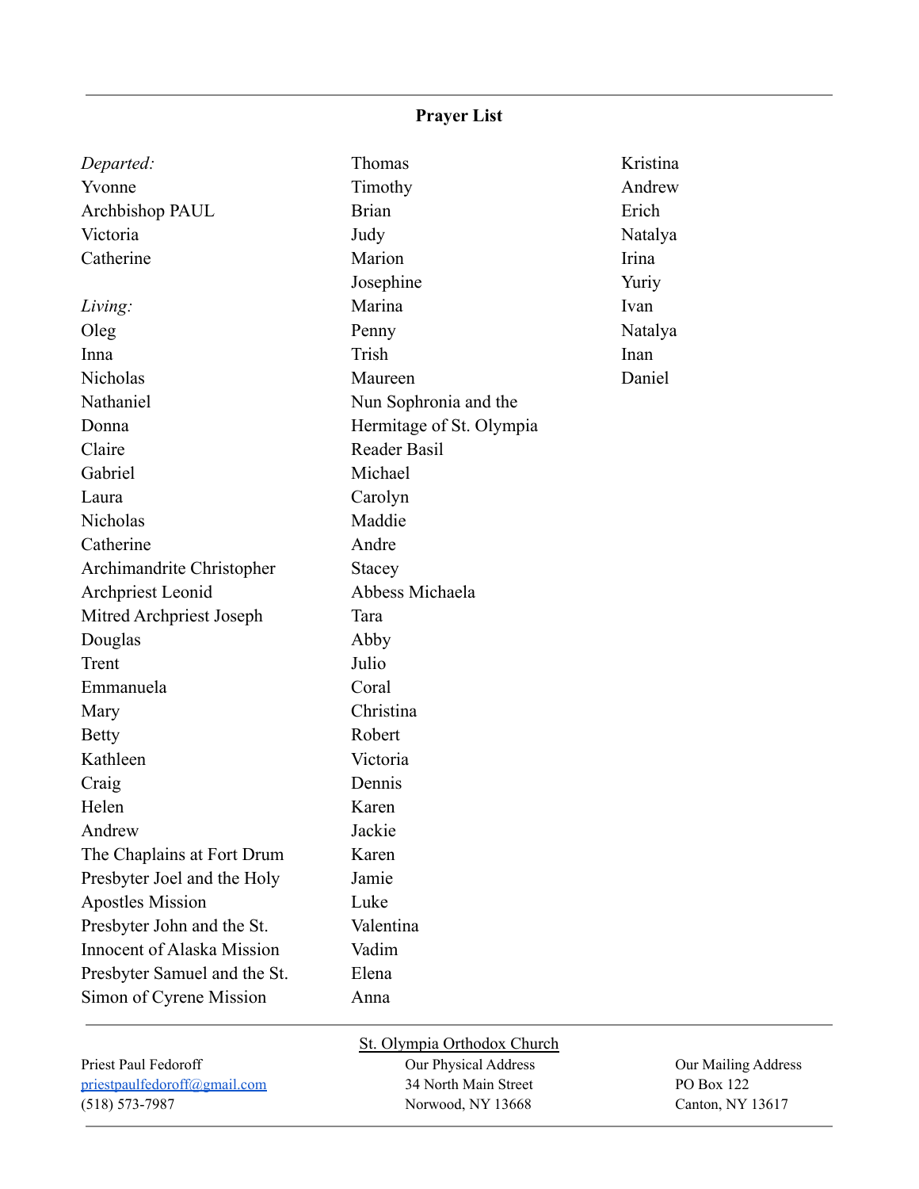## Prayer List

*Departed:*
Yvonne
Archbishop PAUL
Victoria
Catherine

*Living:*
Oleg
Inna
Nicholas
Nathaniel
Donna
Claire
Gabriel
Laura
Nicholas
Catherine
Archimandrite Christopher
Archpriest Leonid
Mitred Archpriest Joseph
Douglas
Trent
Emmanuela
Mary
Betty
Kathleen
Craig
Helen
Andrew
The Chaplains at Fort Drum
Presbyter Joel and the Holy Apostles Mission
Presbyter John and the St. Innocent of Alaska Mission
Presbyter Samuel and the St. Simon of Cyrene Mission
Thomas
Timothy
Brian
Judy
Marion
Josephine
Marina
Penny
Trish
Maureen
Nun Sophronia and the Hermitage of St. Olympia
Reader Basil
Michael
Carolyn
Maddie
Andre
Stacey
Abbess Michaela
Tara
Abby
Julio
Coral
Christina
Robert
Victoria
Dennis
Karen
Jackie
Karen
Jamie
Luke
Valentina
Vadim
Elena
Anna
Kristina
Andrew
Erich
Natalya
Irina
Yuriy
Ivan
Natalya
Inan
Daniel

St. Olympia Orthodox Church

Priest Paul Fedoroff
priestpaulfedoroff@gmail.com
(518) 573-7987

Our Physical Address
34 North Main Street
Norwood, NY 13668

Our Mailing Address
PO Box 122
Canton, NY 13617